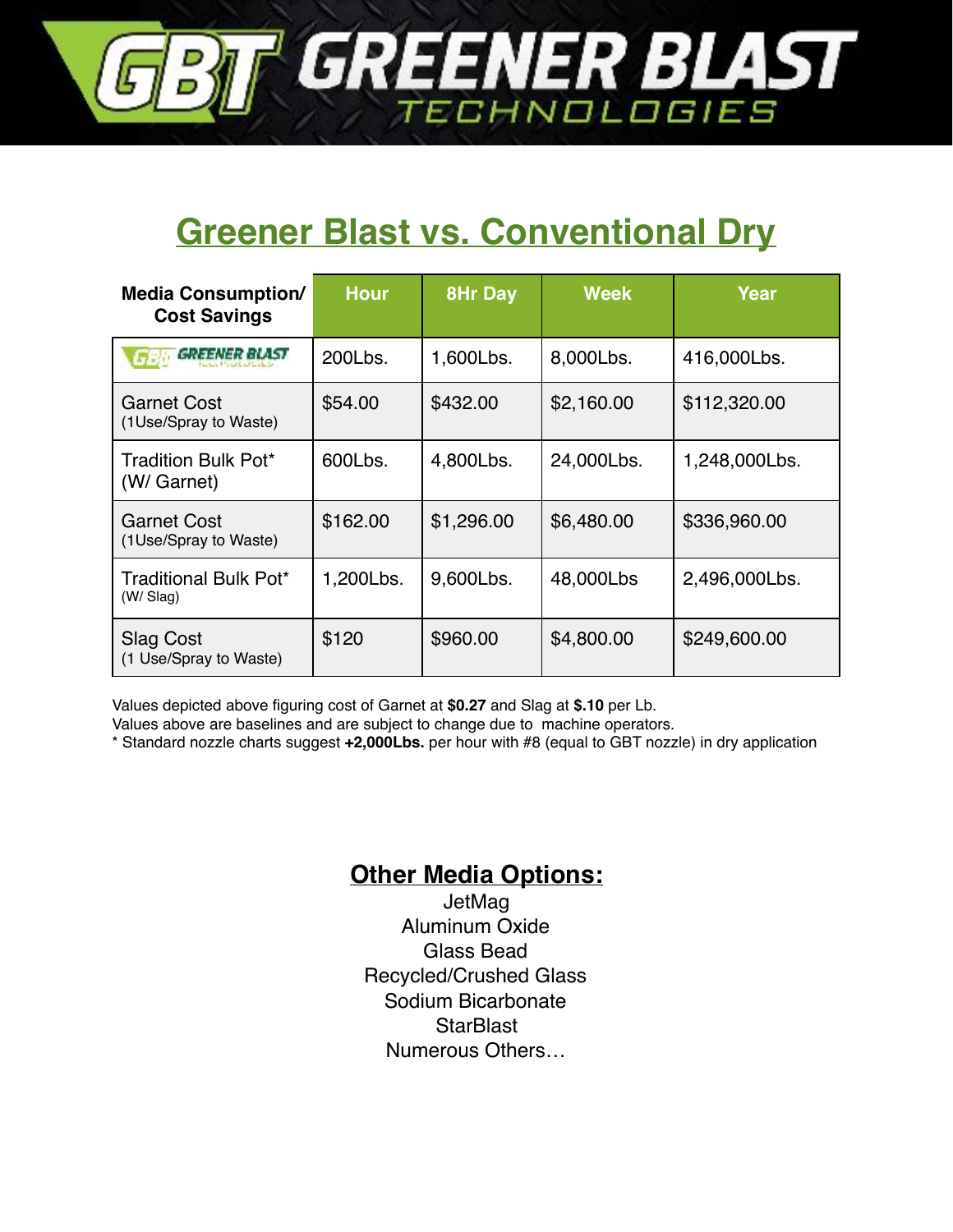# GBT GREENER BLAST TECHNOLOGIES

## Greener Blast vs. Conventional Dry

| Media Consumption/ Cost Savings | Hour | 8Hr Day | Week | Year |
|---|---|---|---|---|
| GREENER BLAST | 200Lbs. | 1,600Lbs. | 8,000Lbs. | 416,000Lbs. |
| Garnet Cost (1Use/Spray to Waste) | $54.00 | $432.00 | $2,160.00 | $112,320.00 |
| Tradition Bulk Pot* (W/ Garnet) | 600Lbs. | 4,800Lbs. | 24,000Lbs. | 1,248,000Lbs. |
| Garnet Cost (1Use/Spray to Waste) | $162.00 | $1,296.00 | $6,480.00 | $336,960.00 |
| Traditional Bulk Pot* (W/ Slag) | 1,200Lbs. | 9,600Lbs. | 48,000Lbs | 2,496,000Lbs. |
| Slag Cost (1 Use/Spray to Waste) | $120 | $960.00 | $4,800.00 | $249,600.00 |

Values depicted above figuring cost of Garnet at **$0.27** and Slag at **$.10** per Lb.
Values above are baselines and are subject to change due to machine operators.
* Standard nozzle charts suggest **+2,000Lbs.** per hour with #8 (equal to GBT nozzle) in dry application

### Other Media Options:

JetMag
Aluminum Oxide
Glass Bead
Recycled/Crushed Glass
Sodium Bicarbonate
StarBlast
Numerous Others…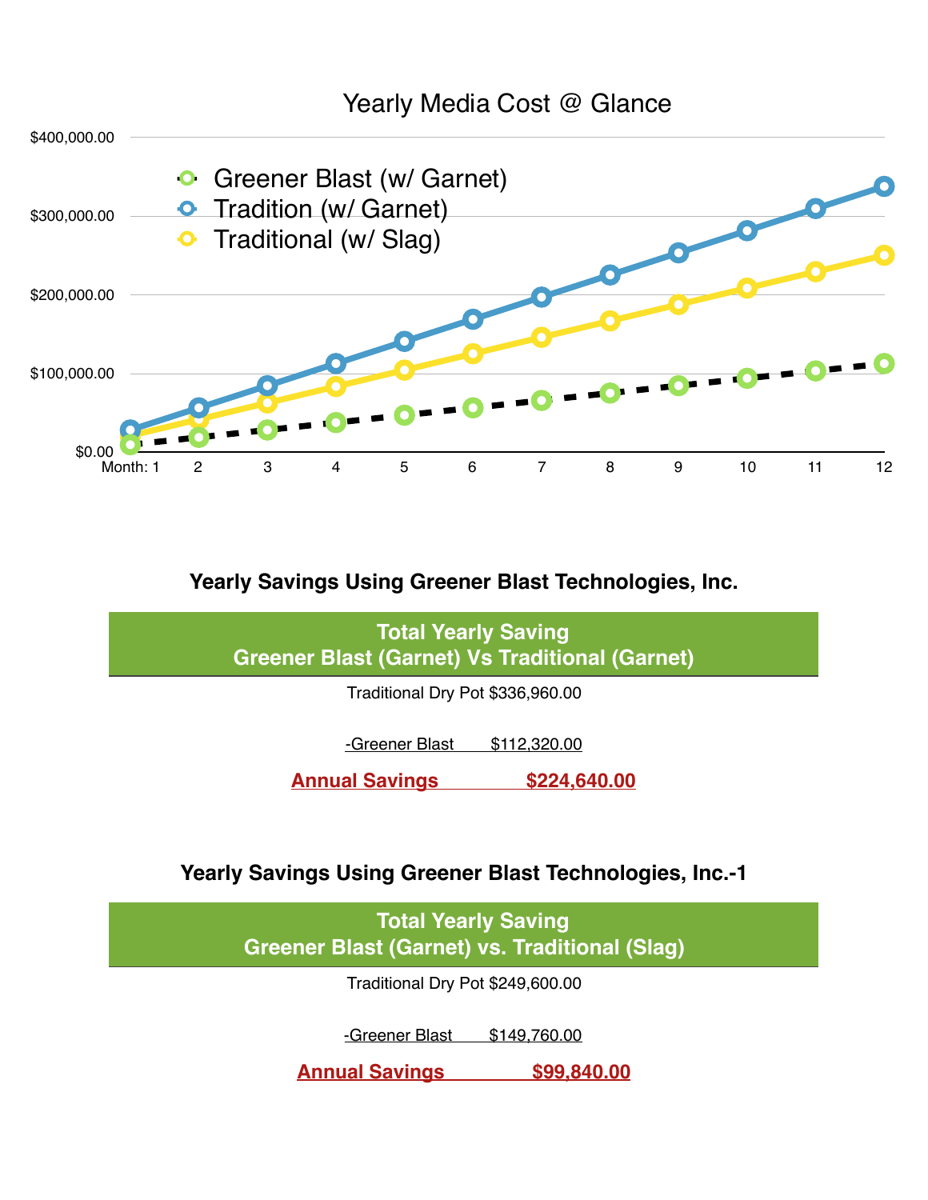## Yearly Media Cost @ Glance

- Greener Blast (w/ Garnet)
- Tradition (w/ Garnet)
- Traditional (w/ Slag)

$400,000.00
$300,000.00
$200,000.00
$100,000.00
$0.00

Month: 1 2 3 4 5 6 7 8 9 10 11 12

### Yearly Savings Using Greener Blast Technologies, Inc.

**Total Yearly Saving**
**Greener Blast (Garnet) Vs Traditional (Garnet)**

| | |
|---|---|
| Traditional Dry Pot | $336,960.00 |
| -Greener Blast | $112,320.00 |
| **Annual Savings** | **$224,640.00** |

### Yearly Savings Using Greener Blast Technologies, Inc.-1

**Total Yearly Saving**
**Greener Blast (Garnet) vs. Traditional (Slag)**

| | |
|---|---|
| Traditional Dry Pot | $249,600.00 |
| -Greener Blast | $149,760.00 |
| **Annual Savings** | **$99,840.00** |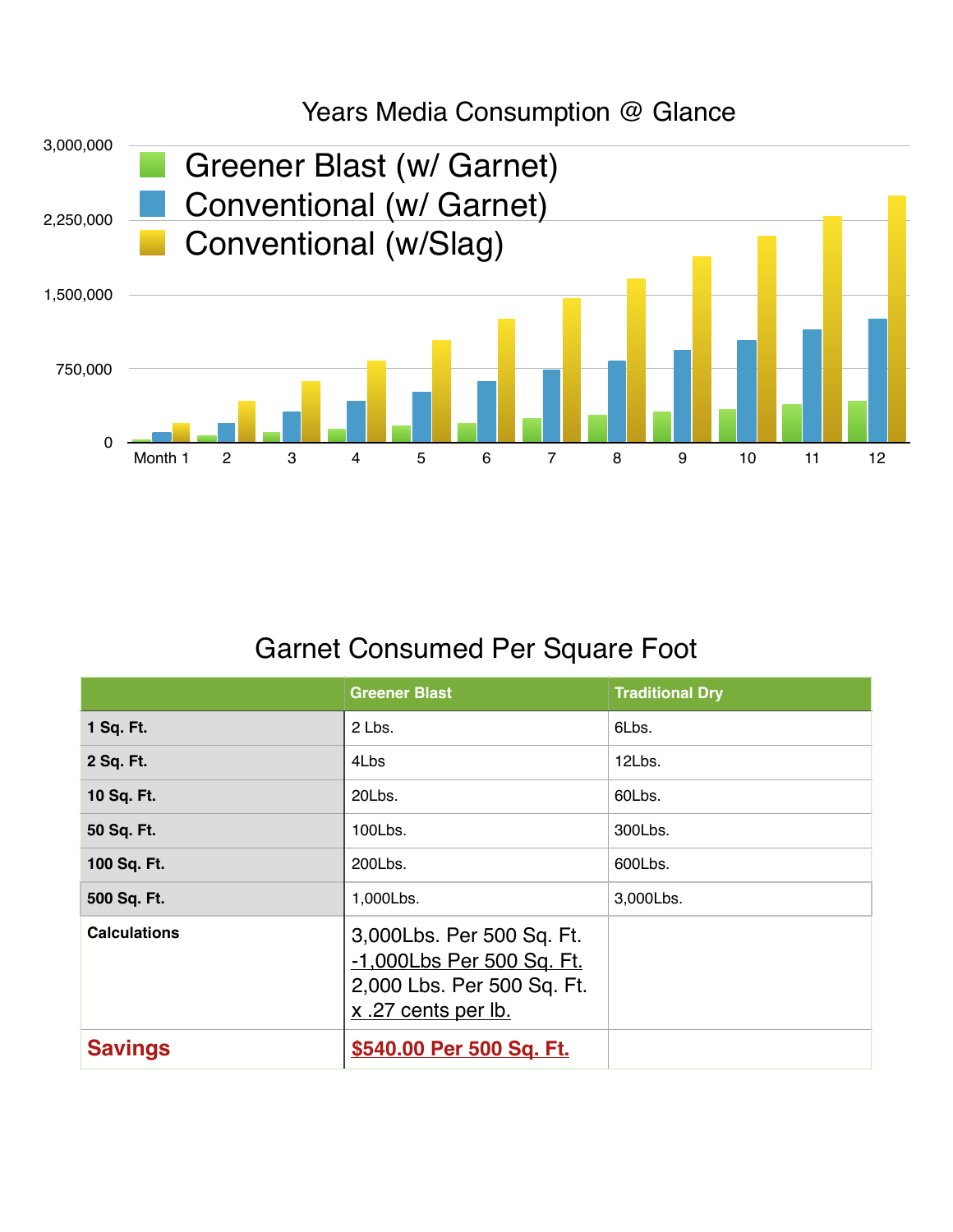## Years Media Consumption @ Glance

- Greener Blast (w/ Garnet)
- Conventional (w/ Garnet)
- Conventional (w/Slag)

3,000,000
2,250,000
1,500,000
750,000
0

Month 1 2 3 4 5 6 7 8 9 10 11 12

## Garnet Consumed Per Square Foot

| | Greener Blast | Traditional Dry |
|---|---|---|
| **1 Sq. Ft.** | 2 Lbs. | 6Lbs. |
| **2 Sq. Ft.** | 4Lbs | 12Lbs. |
| **10 Sq. Ft.** | 20Lbs. | 60Lbs. |
| **50 Sq. Ft.** | 100Lbs. | 300Lbs. |
| **100 Sq. Ft.** | 200Lbs. | 600Lbs. |
| **500 Sq. Ft.** | 1,000Lbs. | 3,000Lbs. |
| **Calculations** | 3,000Lbs. Per 500 Sq. Ft.<br>-1,000Lbs Per 500 Sq. Ft.<br>2,000 Lbs. Per 500 Sq. Ft.<br>x .27 cents per lb. | |
| **Savings** | **$540.00 Per 500 Sq. Ft.** | |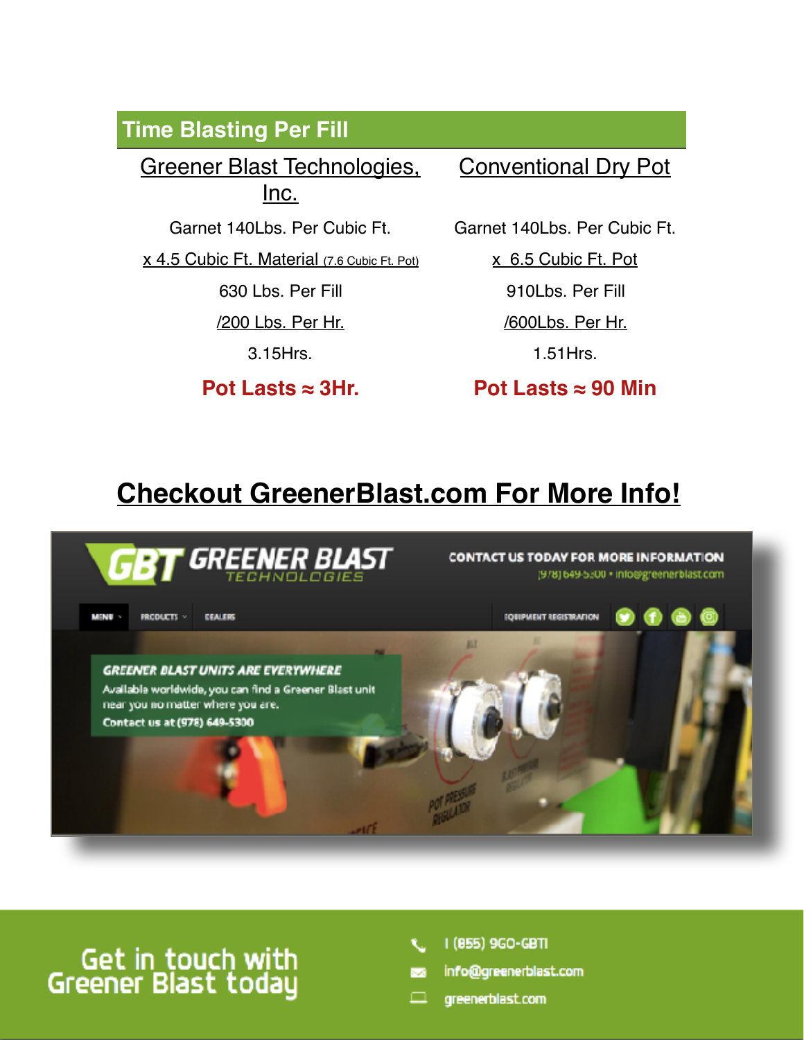## Time Blasting Per Fill

| Greener Blast Technologies, Inc. | Conventional Dry Pot |
|---|---|
| Garnet 140Lbs. Per Cubic Ft. | Garnet 140Lbs. Per Cubic Ft. |
| x 4.5 Cubic Ft. Material (7.6 Cubic Ft. Pot) | x 6.5 Cubic Ft. Pot |
| 630 Lbs. Per Fill | 910Lbs. Per Fill |
| /200 Lbs. Per Hr. | /600Lbs. Per Hr. |
| 3.15Hrs. | 1.51Hrs. |
| **Pot Lasts ≈ 3Hr.** | **Pot Lasts ≈ 90 Min** |

## Checkout GreenerBlast.com For More Info!

GBT GREENER BLAST TECHNOLOGIES

CONTACT US TODAY FOR MORE INFORMATION
(978) 649-5300 • info@greenerblast.com

MENU PRODUCTS DEALERS EQUIPMENT REGISTRATION

GREENER BLAST UNITS ARE EVERYWHERE
Available worldwide, you can find a Greener Blast unit near you no matter where you are.
Contact us at (978) 649-5300

Get in touch with Greener Blast today

1 (855) 960-GBTI

info@greenerblast.com

greenerblast.com